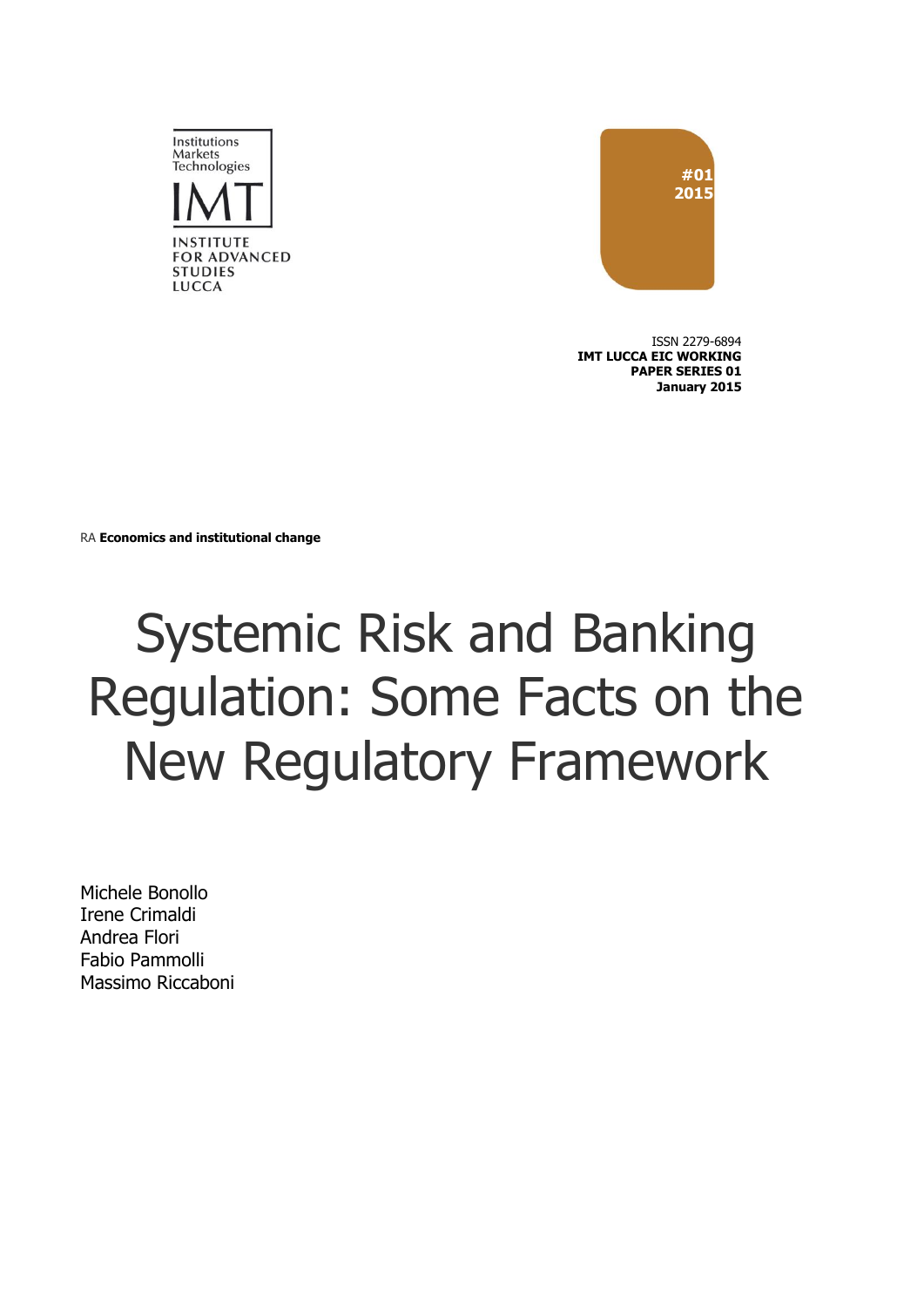Institutions
Markets
Technologies

IMT

INSTITUTE
FOR ADVANCED
STUDIES
LUCCA

**#01**
**2015**

ISSN 2279-6894
**IMT LUCCA EIC WORKING PAPER SERIES 01**
**January 2015**

RA **Economics and institutional change**

# Systemic Risk and Banking Regulation: Some Facts on the New Regulatory Framework

Michele Bonollo
Irene Crimaldi
Andrea Flori
Fabio Pammolli
Massimo Riccaboni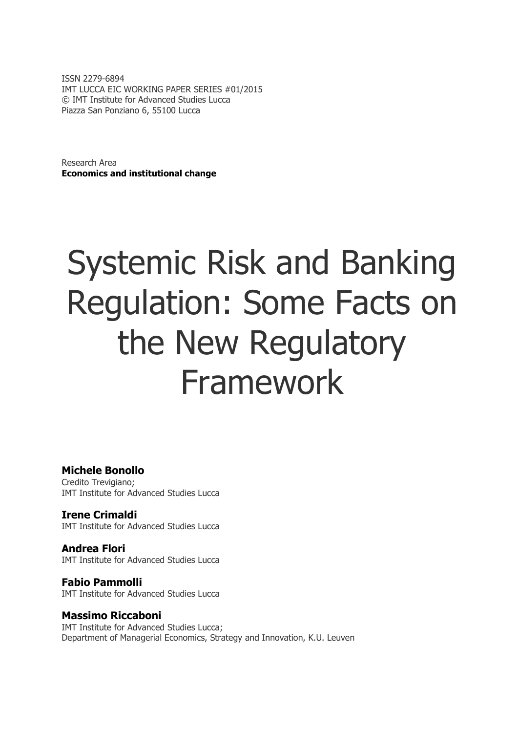ISSN 2279-6894
IMT LUCCA EIC WORKING PAPER SERIES #01/2015
© IMT Institute for Advanced Studies Lucca
Piazza San Ponziano 6, 55100 Lucca

Research Area
**Economics and institutional change**

# Systemic Risk and Banking Regulation: Some Facts on the New Regulatory Framework

**Michele Bonollo**
Credito Trevigiano;
IMT Institute for Advanced Studies Lucca

**Irene Crimaldi**
IMT Institute for Advanced Studies Lucca

**Andrea Flori**
IMT Institute for Advanced Studies Lucca

**Fabio Pammolli**
IMT Institute for Advanced Studies Lucca

**Massimo Riccaboni**
IMT Institute for Advanced Studies Lucca;
Department of Managerial Economics, Strategy and Innovation, K.U. Leuven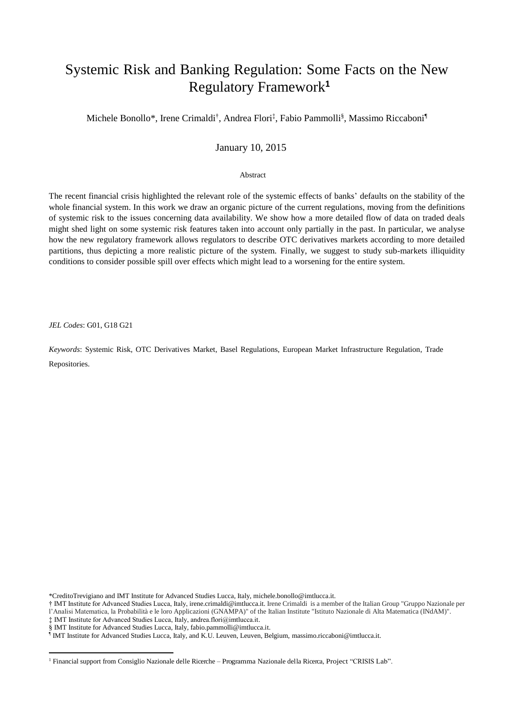# Systemic Risk and Banking Regulation: Some Facts on the New Regulatory Framework[1]

Michele Bonollo*, Irene Crimaldi†, Andrea Flori‡, Fabio Pammolli§, Massimo Riccaboni¶

January 10, 2015

Abstract

The recent financial crisis highlighted the relevant role of the systemic effects of banks' defaults on the stability of the whole financial system. In this work we draw an organic picture of the current regulations, moving from the definitions of systemic risk to the issues concerning data availability. We show how a more detailed flow of data on traded deals might shed light on some systemic risk features taken into account only partially in the past. In particular, we analyse how the new regulatory framework allows regulators to describe OTC derivatives markets according to more detailed partitions, thus depicting a more realistic picture of the system. Finally, we suggest to study sub-markets illiquidity conditions to consider possible spill over effects which might lead to a worsening for the entire system.

*JEL Codes*: G01, G18 G21

*Keywords*: Systemic Risk, OTC Derivatives Market, Basel Regulations, European Market Infrastructure Regulation, Trade Repositories.

*CreditoTrevigiano and IMT Institute for Advanced Studies Lucca, Italy, michele.bonollo@imtlucca.it.

† IMT Institute for Advanced Studies Lucca, Italy, irene.crimaldi@imtlucca.it. Irene Crimaldi is a member of the Italian Group "Gruppo Nazionale per l'Analisi Matematica, la Probabilità e le loro Applicazioni (GNAMPA)" of the Italian Institute "Istituto Nazionale di Alta Matematica (INdAM)".

‡ IMT Institute for Advanced Studies Lucca, Italy, andrea.flori@imtlucca.it.

§ IMT Institute for Advanced Studies Lucca, Italy, fabio.pammolli@imtlucca.it.

¶ IMT Institute for Advanced Studies Lucca, Italy, and K.U. Leuven, Leuven, Belgium, massimo.riccaboni@imtlucca.it.

[1] Financial support from Consiglio Nazionale delle Ricerche – Programma Nazionale della Ricerca, Project "CRISIS Lab".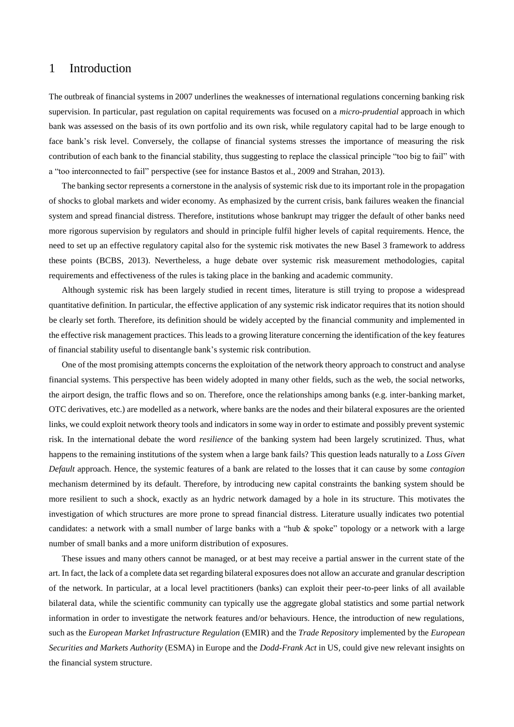# 1 Introduction

The outbreak of financial systems in 2007 underlines the weaknesses of international regulations concerning banking risk supervision. In particular, past regulation on capital requirements was focused on a *micro-prudential* approach in which bank was assessed on the basis of its own portfolio and its own risk, while regulatory capital had to be large enough to face bank's risk level. Conversely, the collapse of financial systems stresses the importance of measuring the risk contribution of each bank to the financial stability, thus suggesting to replace the classical principle "too big to fail" with a "too interconnected to fail" perspective (see for instance Bastos et al., 2009 and Strahan, 2013).

The banking sector represents a cornerstone in the analysis of systemic risk due to its important role in the propagation of shocks to global markets and wider economy. As emphasized by the current crisis, bank failures weaken the financial system and spread financial distress. Therefore, institutions whose bankrupt may trigger the default of other banks need more rigorous supervision by regulators and should in principle fulfil higher levels of capital requirements. Hence, the need to set up an effective regulatory capital also for the systemic risk motivates the new Basel 3 framework to address these points (BCBS, 2013). Nevertheless, a huge debate over systemic risk measurement methodologies, capital requirements and effectiveness of the rules is taking place in the banking and academic community.

Although systemic risk has been largely studied in recent times, literature is still trying to propose a widespread quantitative definition. In particular, the effective application of any systemic risk indicator requires that its notion should be clearly set forth. Therefore, its definition should be widely accepted by the financial community and implemented in the effective risk management practices. This leads to a growing literature concerning the identification of the key features of financial stability useful to disentangle bank's systemic risk contribution.

One of the most promising attempts concerns the exploitation of the network theory approach to construct and analyse financial systems. This perspective has been widely adopted in many other fields, such as the web, the social networks, the airport design, the traffic flows and so on. Therefore, once the relationships among banks (e.g. inter-banking market, OTC derivatives, etc.) are modelled as a network, where banks are the nodes and their bilateral exposures are the oriented links, we could exploit network theory tools and indicators in some way in order to estimate and possibly prevent systemic risk. In the international debate the word *resilience* of the banking system had been largely scrutinized. Thus, what happens to the remaining institutions of the system when a large bank fails? This question leads naturally to a *Loss Given Default* approach. Hence, the systemic features of a bank are related to the losses that it can cause by some *contagion* mechanism determined by its default. Therefore, by introducing new capital constraints the banking system should be more resilient to such a shock, exactly as an hydric network damaged by a hole in its structure. This motivates the investigation of which structures are more prone to spread financial distress. Literature usually indicates two potential candidates: a network with a small number of large banks with a "hub & spoke" topology or a network with a large number of small banks and a more uniform distribution of exposures.

These issues and many others cannot be managed, or at best may receive a partial answer in the current state of the art. In fact, the lack of a complete data set regarding bilateral exposures does not allow an accurate and granular description of the network. In particular, at a local level practitioners (banks) can exploit their peer-to-peer links of all available bilateral data, while the scientific community can typically use the aggregate global statistics and some partial network information in order to investigate the network features and/or behaviours. Hence, the introduction of new regulations, such as the *European Market Infrastructure Regulation* (EMIR) and the *Trade Repository* implemented by the *European Securities and Markets Authority* (ESMA) in Europe and the *Dodd-Frank Act* in US, could give new relevant insights on the financial system structure.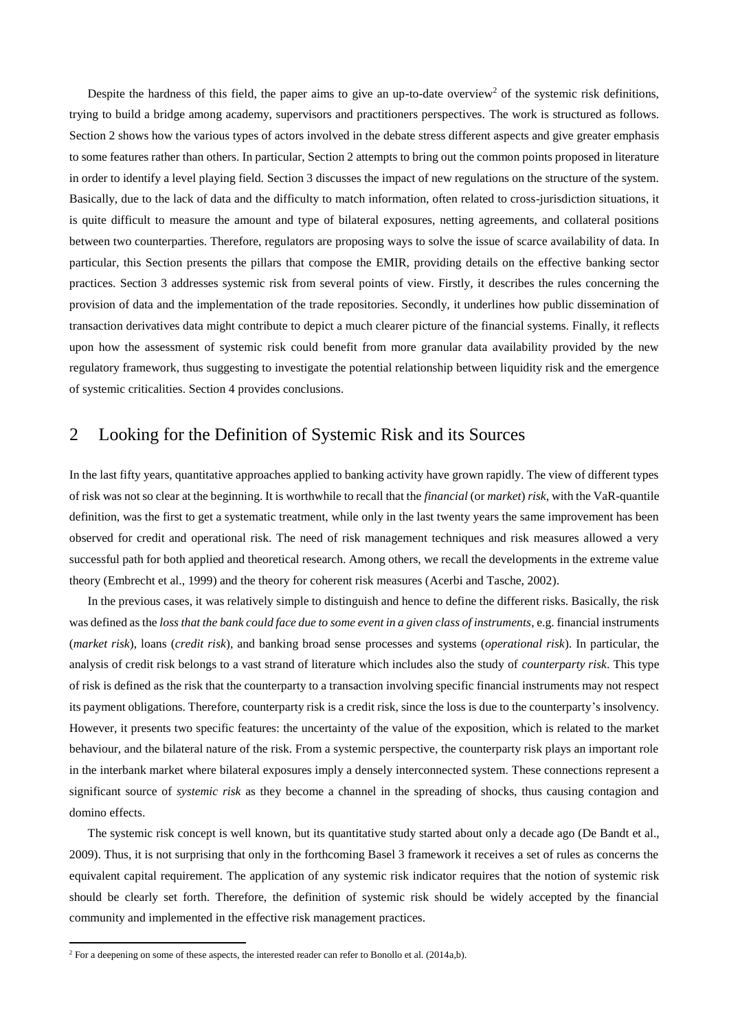Despite the hardness of this field, the paper aims to give an up-to-date overview[2] of the systemic risk definitions, trying to build a bridge among academy, supervisors and practitioners perspectives. The work is structured as follows. Section 2 shows how the various types of actors involved in the debate stress different aspects and give greater emphasis to some features rather than others. In particular, Section 2 attempts to bring out the common points proposed in literature in order to identify a level playing field. Section 3 discusses the impact of new regulations on the structure of the system. Basically, due to the lack of data and the difficulty to match information, often related to cross-jurisdiction situations, it is quite difficult to measure the amount and type of bilateral exposures, netting agreements, and collateral positions between two counterparties. Therefore, regulators are proposing ways to solve the issue of scarce availability of data. In particular, this Section presents the pillars that compose the EMIR, providing details on the effective banking sector practices. Section 3 addresses systemic risk from several points of view. Firstly, it describes the rules concerning the provision of data and the implementation of the trade repositories. Secondly, it underlines how public dissemination of transaction derivatives data might contribute to depict a much clearer picture of the financial systems. Finally, it reflects upon how the assessment of systemic risk could benefit from more granular data availability provided by the new regulatory framework, thus suggesting to investigate the potential relationship between liquidity risk and the emergence of systemic criticalities. Section 4 provides conclusions.

## 2 Looking for the Definition of Systemic Risk and its Sources

In the last fifty years, quantitative approaches applied to banking activity have grown rapidly. The view of different types of risk was not so clear at the beginning. It is worthwhile to recall that the *financial* (or *market*) *risk*, with the VaR-quantile definition, was the first to get a systematic treatment, while only in the last twenty years the same improvement has been observed for credit and operational risk. The need of risk management techniques and risk measures allowed a very successful path for both applied and theoretical research. Among others, we recall the developments in the extreme value theory (Embrecht et al., 1999) and the theory for coherent risk measures (Acerbi and Tasche, 2002).

In the previous cases, it was relatively simple to distinguish and hence to define the different risks. Basically, the risk was defined as the *loss that the bank could face due to some event in a given class of instruments*, e.g. financial instruments (*market risk*), loans (*credit risk*), and banking broad sense processes and systems (*operational risk*). In particular, the analysis of credit risk belongs to a vast strand of literature which includes also the study of *counterparty risk*. This type of risk is defined as the risk that the counterparty to a transaction involving specific financial instruments may not respect its payment obligations. Therefore, counterparty risk is a credit risk, since the loss is due to the counterparty's insolvency. However, it presents two specific features: the uncertainty of the value of the exposition, which is related to the market behaviour, and the bilateral nature of the risk. From a systemic perspective, the counterparty risk plays an important role in the interbank market where bilateral exposures imply a densely interconnected system. These connections represent a significant source of *systemic risk* as they become a channel in the spreading of shocks, thus causing contagion and domino effects.

The systemic risk concept is well known, but its quantitative study started about only a decade ago (De Bandt et al., 2009). Thus, it is not surprising that only in the forthcoming Basel 3 framework it receives a set of rules as concerns the equivalent capital requirement. The application of any systemic risk indicator requires that the notion of systemic risk should be clearly set forth. Therefore, the definition of systemic risk should be widely accepted by the financial community and implemented in the effective risk management practices.

[2] For a deepening on some of these aspects, the interested reader can refer to Bonollo et al. (2014a,b).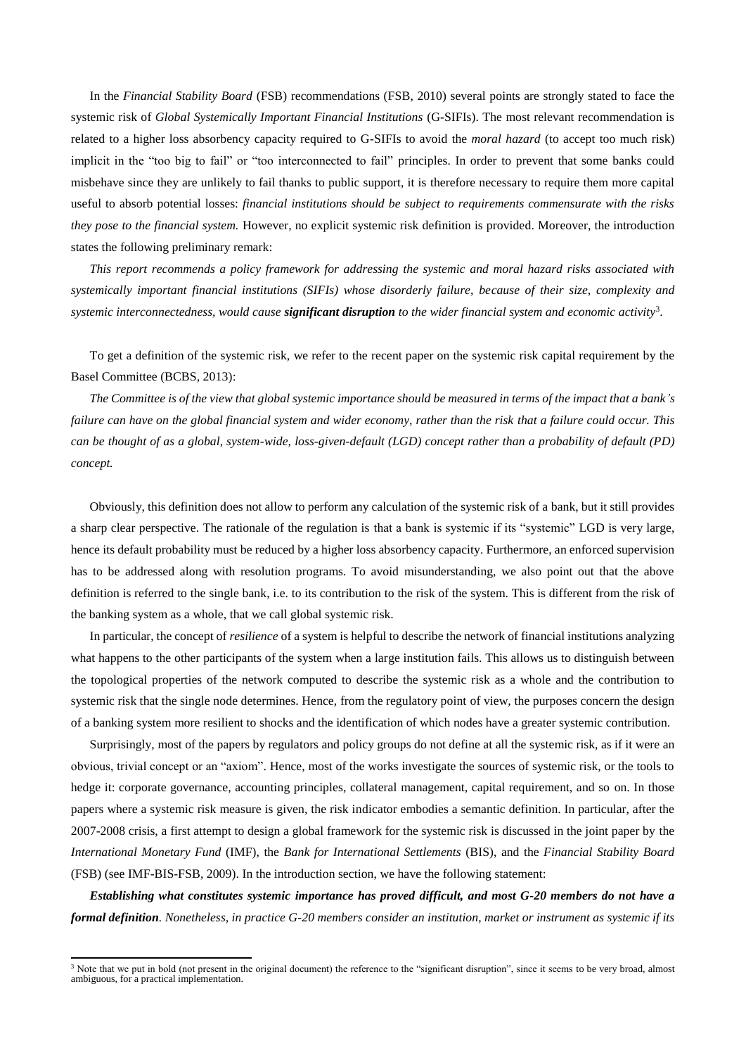In the *Financial Stability Board* (FSB) recommendations (FSB, 2010) several points are strongly stated to face the systemic risk of *Global Systemically Important Financial Institutions* (G-SIFIs). The most relevant recommendation is related to a higher loss absorbency capacity required to G-SIFIs to avoid the *moral hazard* (to accept too much risk) implicit in the "too big to fail" or "too interconnected to fail" principles. In order to prevent that some banks could misbehave since they are unlikely to fail thanks to public support, it is therefore necessary to require them more capital useful to absorb potential losses: *financial institutions should be subject to requirements commensurate with the risks they pose to the financial system.* However, no explicit systemic risk definition is provided. Moreover, the introduction states the following preliminary remark:

*This report recommends a policy framework for addressing the systemic and moral hazard risks associated with systemically important financial institutions (SIFIs) whose disorderly failure, because of their size, complexity and systemic interconnectedness, would cause* ***significant disruption*** *to the wider financial system and economic activity*[3].

To get a definition of the systemic risk, we refer to the recent paper on the systemic risk capital requirement by the Basel Committee (BCBS, 2013):

*The Committee is of the view that global systemic importance should be measured in terms of the impact that a bank's failure can have on the global financial system and wider economy, rather than the risk that a failure could occur. This can be thought of as a global, system-wide, loss-given-default (LGD) concept rather than a probability of default (PD) concept.*

Obviously, this definition does not allow to perform any calculation of the systemic risk of a bank, but it still provides a sharp clear perspective. The rationale of the regulation is that a bank is systemic if its "systemic" LGD is very large, hence its default probability must be reduced by a higher loss absorbency capacity. Furthermore, an enforced supervision has to be addressed along with resolution programs. To avoid misunderstanding, we also point out that the above definition is referred to the single bank, i.e. to its contribution to the risk of the system. This is different from the risk of the banking system as a whole, that we call global systemic risk.

In particular, the concept of *resilience* of a system is helpful to describe the network of financial institutions analyzing what happens to the other participants of the system when a large institution fails. This allows us to distinguish between the topological properties of the network computed to describe the systemic risk as a whole and the contribution to systemic risk that the single node determines. Hence, from the regulatory point of view, the purposes concern the design of a banking system more resilient to shocks and the identification of which nodes have a greater systemic contribution.

Surprisingly, most of the papers by regulators and policy groups do not define at all the systemic risk, as if it were an obvious, trivial concept or an "axiom". Hence, most of the works investigate the sources of systemic risk, or the tools to hedge it: corporate governance, accounting principles, collateral management, capital requirement, and so on. In those papers where a systemic risk measure is given, the risk indicator embodies a semantic definition. In particular, after the 2007-2008 crisis, a first attempt to design a global framework for the systemic risk is discussed in the joint paper by the *International Monetary Fund* (IMF), the *Bank for International Settlements* (BIS), and the *Financial Stability Board* (FSB) (see IMF-BIS-FSB, 2009). In the introduction section, we have the following statement:

***Establishing what constitutes systemic importance has proved difficult, and most G-20 members do not have a formal definition****. Nonetheless, in practice G-20 members consider an institution, market or instrument as systemic if its*

[3] Note that we put in bold (not present in the original document) the reference to the "significant disruption", since it seems to be very broad, almost ambiguous, for a practical implementation.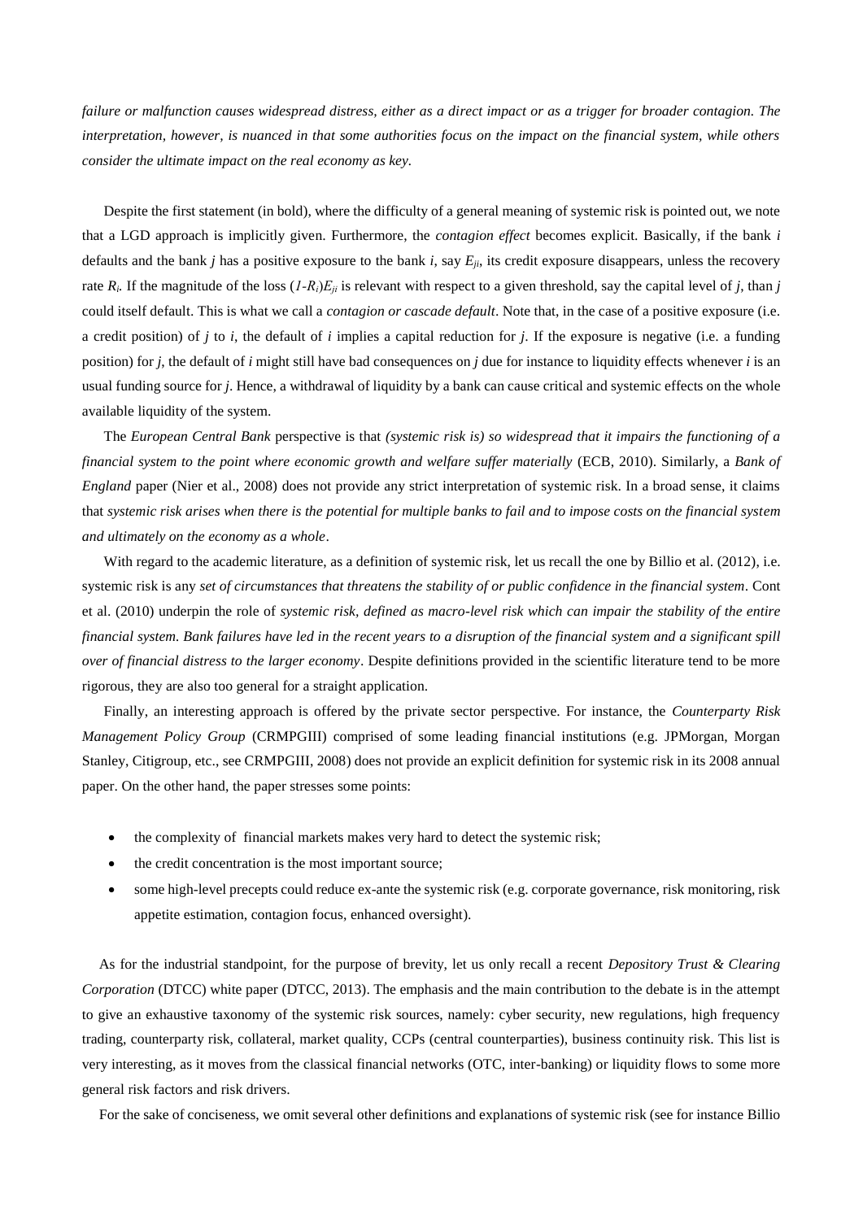*failure or malfunction causes widespread distress, either as a direct impact or as a trigger for broader contagion. The interpretation, however, is nuanced in that some authorities focus on the impact on the financial system, while others consider the ultimate impact on the real economy as key.*

Despite the first statement (in bold), where the difficulty of a general meaning of systemic risk is pointed out, we note that a LGD approach is implicitly given. Furthermore, the *contagion effect* becomes explicit. Basically, if the bank $i$ defaults and the bank $j$ has a positive exposure to the bank $i$, say $E_{ji}$, its credit exposure disappears, unless the recovery rate $R_i$. If the magnitude of the loss $(1-R_i)E_{ji}$ is relevant with respect to a given threshold, say the capital level of $j$, than $j$ could itself default. This is what we call a *contagion or cascade default*. Note that, in the case of a positive exposure (i.e. a credit position) of $j$ to $i$, the default of $i$ implies a capital reduction for $j$. If the exposure is negative (i.e. a funding position) for $j$, the default of $i$ might still have bad consequences on $j$ due for instance to liquidity effects whenever $i$ is an usual funding source for $j$. Hence, a withdrawal of liquidity by a bank can cause critical and systemic effects on the whole available liquidity of the system.

The *European Central Bank* perspective is that *(systemic risk is) so widespread that it impairs the functioning of a financial system to the point where economic growth and welfare suffer materially* (ECB, 2010). Similarly, a *Bank of England* paper (Nier et al., 2008) does not provide any strict interpretation of systemic risk. In a broad sense, it claims that *systemic risk arises when there is the potential for multiple banks to fail and to impose costs on the financial system and ultimately on the economy as a whole*.

With regard to the academic literature, as a definition of systemic risk, let us recall the one by Billio et al. (2012), i.e. systemic risk is any *set of circumstances that threatens the stability of or public confidence in the financial system*. Cont et al. (2010) underpin the role of *systemic risk, defined as macro-level risk which can impair the stability of the entire financial system. Bank failures have led in the recent years to a disruption of the financial system and a significant spill over of financial distress to the larger economy*. Despite definitions provided in the scientific literature tend to be more rigorous, they are also too general for a straight application.

Finally, an interesting approach is offered by the private sector perspective. For instance, the *Counterparty Risk Management Policy Group* (CRMPGIII) comprised of some leading financial institutions (e.g. JPMorgan, Morgan Stanley, Citigroup, etc., see CRMPGIII, 2008) does not provide an explicit definition for systemic risk in its 2008 annual paper. On the other hand, the paper stresses some points:

- the complexity of financial markets makes very hard to detect the systemic risk;
- the credit concentration is the most important source;
- some high-level precepts could reduce ex-ante the systemic risk (e.g. corporate governance, risk monitoring, risk appetite estimation, contagion focus, enhanced oversight).

As for the industrial standpoint, for the purpose of brevity, let us only recall a recent *Depository Trust & Clearing Corporation* (DTCC) white paper (DTCC, 2013). The emphasis and the main contribution to the debate is in the attempt to give an exhaustive taxonomy of the systemic risk sources, namely: cyber security, new regulations, high frequency trading, counterparty risk, collateral, market quality, CCPs (central counterparties), business continuity risk. This list is very interesting, as it moves from the classical financial networks (OTC, inter-banking) or liquidity flows to some more general risk factors and risk drivers.

For the sake of conciseness, we omit several other definitions and explanations of systemic risk (see for instance Billio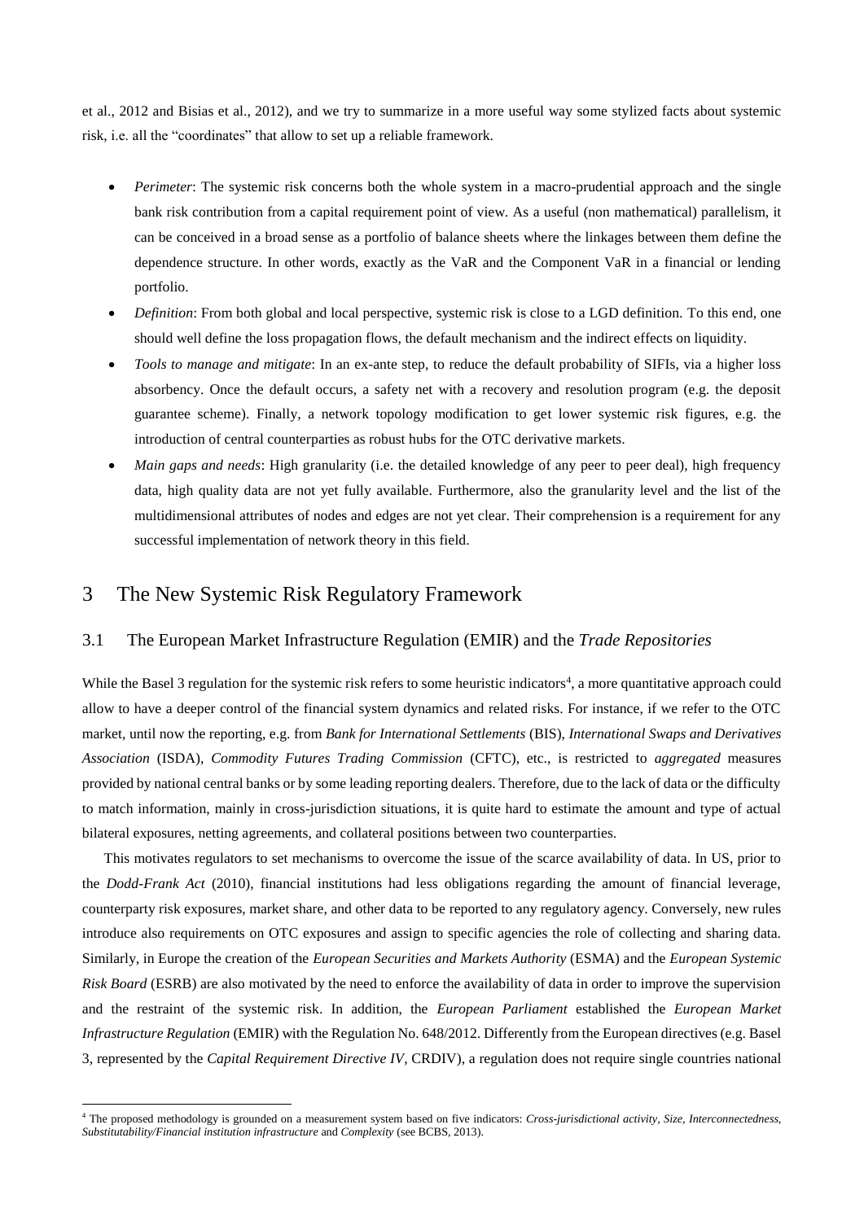et al., 2012 and Bisias et al., 2012), and we try to summarize in a more useful way some stylized facts about systemic risk, i.e. all the "coordinates" that allow to set up a reliable framework.

- *Perimeter*: The systemic risk concerns both the whole system in a macro-prudential approach and the single bank risk contribution from a capital requirement point of view. As a useful (non mathematical) parallelism, it can be conceived in a broad sense as a portfolio of balance sheets where the linkages between them define the dependence structure. In other words, exactly as the VaR and the Component VaR in a financial or lending portfolio.
- *Definition*: From both global and local perspective, systemic risk is close to a LGD definition. To this end, one should well define the loss propagation flows, the default mechanism and the indirect effects on liquidity.
- *Tools to manage and mitigate*: In an ex-ante step, to reduce the default probability of SIFIs, via a higher loss absorbency. Once the default occurs, a safety net with a recovery and resolution program (e.g. the deposit guarantee scheme). Finally, a network topology modification to get lower systemic risk figures, e.g. the introduction of central counterparties as robust hubs for the OTC derivative markets.
- *Main gaps and needs*: High granularity (i.e. the detailed knowledge of any peer to peer deal), high frequency data, high quality data are not yet fully available. Furthermore, also the granularity level and the list of the multidimensional attributes of nodes and edges are not yet clear. Their comprehension is a requirement for any successful implementation of network theory in this field.

# 3 The New Systemic Risk Regulatory Framework

## 3.1 The European Market Infrastructure Regulation (EMIR) and the *Trade Repositories*

While the Basel 3 regulation for the systemic risk refers to some heuristic indicators[4], a more quantitative approach could allow to have a deeper control of the financial system dynamics and related risks. For instance, if we refer to the OTC market, until now the reporting, e.g. from *Bank for International Settlements* (BIS), *International Swaps and Derivatives Association* (ISDA), *Commodity Futures Trading Commission* (CFTC), etc., is restricted to *aggregated* measures provided by national central banks or by some leading reporting dealers. Therefore, due to the lack of data or the difficulty to match information, mainly in cross-jurisdiction situations, it is quite hard to estimate the amount and type of actual bilateral exposures, netting agreements, and collateral positions between two counterparties.

This motivates regulators to set mechanisms to overcome the issue of the scarce availability of data. In US, prior to the *Dodd-Frank Act* (2010), financial institutions had less obligations regarding the amount of financial leverage, counterparty risk exposures, market share, and other data to be reported to any regulatory agency. Conversely, new rules introduce also requirements on OTC exposures and assign to specific agencies the role of collecting and sharing data. Similarly, in Europe the creation of the *European Securities and Markets Authority* (ESMA) and the *European Systemic Risk Board* (ESRB) are also motivated by the need to enforce the availability of data in order to improve the supervision and the restraint of the systemic risk. In addition, the *European Parliament* established the *European Market Infrastructure Regulation* (EMIR) with the Regulation No. 648/2012. Differently from the European directives (e.g. Basel 3, represented by the *Capital Requirement Directive IV*, CRDIV), a regulation does not require single countries national

[4] The proposed methodology is grounded on a measurement system based on five indicators: *Cross-jurisdictional activity*, *Size*, *Interconnectedness*, *Substitutability/Financial institution infrastructure* and *Complexity* (see BCBS, 2013).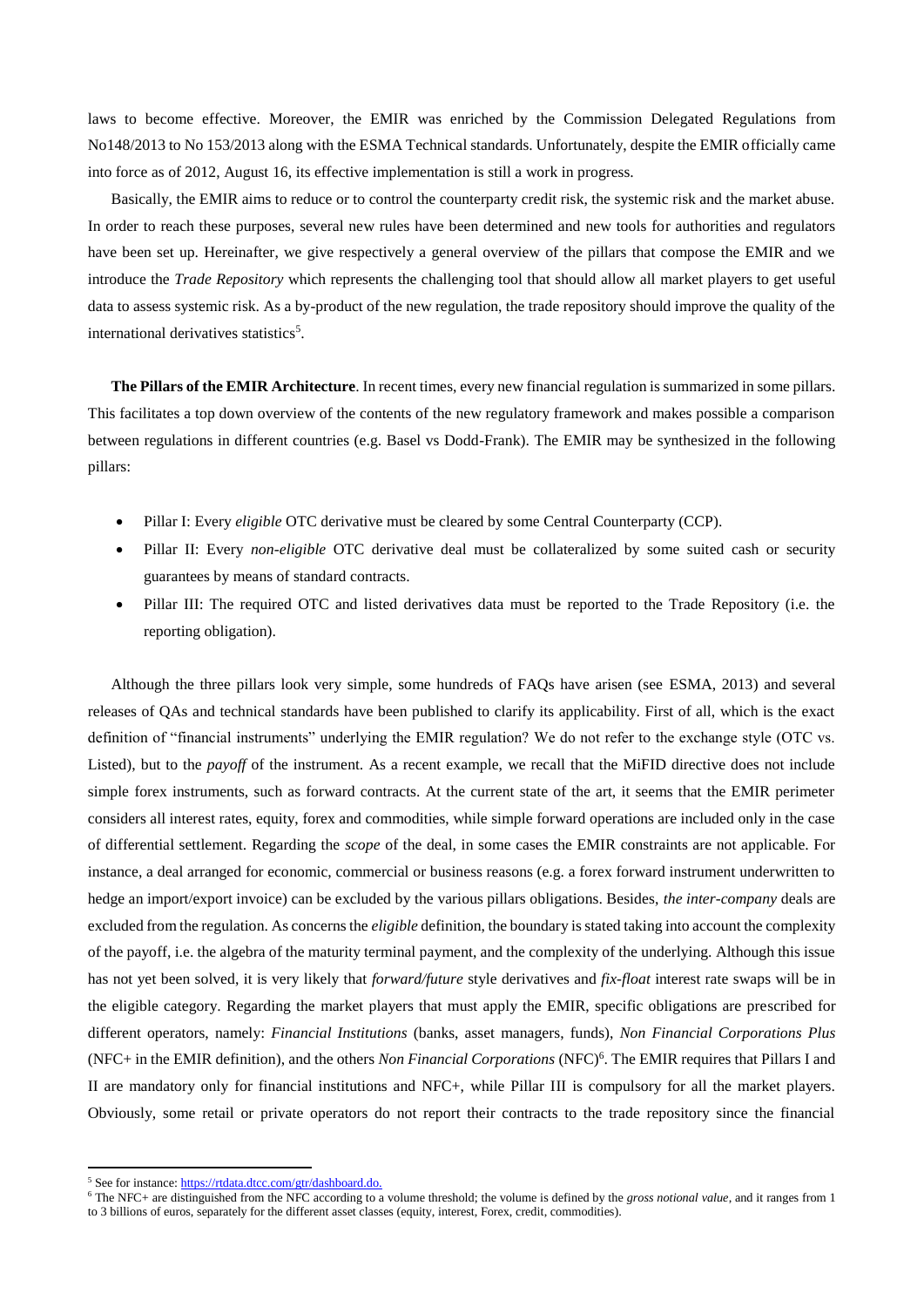laws to become effective. Moreover, the EMIR was enriched by the Commission Delegated Regulations from No148/2013 to No 153/2013 along with the ESMA Technical standards. Unfortunately, despite the EMIR officially came into force as of 2012, August 16, its effective implementation is still a work in progress.

Basically, the EMIR aims to reduce or to control the counterparty credit risk, the systemic risk and the market abuse. In order to reach these purposes, several new rules have been determined and new tools for authorities and regulators have been set up. Hereinafter, we give respectively a general overview of the pillars that compose the EMIR and we introduce the *Trade Repository* which represents the challenging tool that should allow all market players to get useful data to assess systemic risk. As a by-product of the new regulation, the trade repository should improve the quality of the international derivatives statistics[5].

**The Pillars of the EMIR Architecture**. In recent times, every new financial regulation is summarized in some pillars. This facilitates a top down overview of the contents of the new regulatory framework and makes possible a comparison between regulations in different countries (e.g. Basel vs Dodd-Frank). The EMIR may be synthesized in the following pillars:

- Pillar I: Every *eligible* OTC derivative must be cleared by some Central Counterparty (CCP).
- Pillar II: Every *non-eligible* OTC derivative deal must be collateralized by some suited cash or security guarantees by means of standard contracts.
- Pillar III: The required OTC and listed derivatives data must be reported to the Trade Repository (i.e. the reporting obligation).

Although the three pillars look very simple, some hundreds of FAQs have arisen (see ESMA, 2013) and several releases of QAs and technical standards have been published to clarify its applicability. First of all, which is the exact definition of "financial instruments" underlying the EMIR regulation? We do not refer to the exchange style (OTC vs. Listed), but to the *payoff* of the instrument. As a recent example, we recall that the MiFID directive does not include simple forex instruments, such as forward contracts. At the current state of the art, it seems that the EMIR perimeter considers all interest rates, equity, forex and commodities, while simple forward operations are included only in the case of differential settlement. Regarding the *scope* of the deal, in some cases the EMIR constraints are not applicable. For instance, a deal arranged for economic, commercial or business reasons (e.g. a forex forward instrument underwritten to hedge an import/export invoice) can be excluded by the various pillars obligations. Besides, *the inter-company* deals are excluded from the regulation. As concerns the *eligible* definition, the boundary is stated taking into account the complexity of the payoff, i.e. the algebra of the maturity terminal payment, and the complexity of the underlying. Although this issue has not yet been solved, it is very likely that *forward/future* style derivatives and *fix-float* interest rate swaps will be in the eligible category. Regarding the market players that must apply the EMIR, specific obligations are prescribed for different operators, namely: *Financial Institutions* (banks, asset managers, funds), *Non Financial Corporations Plus* (NFC+ in the EMIR definition), and the others *Non Financial Corporations* (NFC)[6]. The EMIR requires that Pillars I and II are mandatory only for financial institutions and NFC+, while Pillar III is compulsory for all the market players. Obviously, some retail or private operators do not report their contracts to the trade repository since the financial

---

[5] See for instance: https://rtdata.dtcc.com/gtr/dashboard.do.

[6] The NFC+ are distinguished from the NFC according to a volume threshold; the volume is defined by the *gross notional value*, and it ranges from 1 to 3 billions of euros, separately for the different asset classes (equity, interest, Forex, credit, commodities).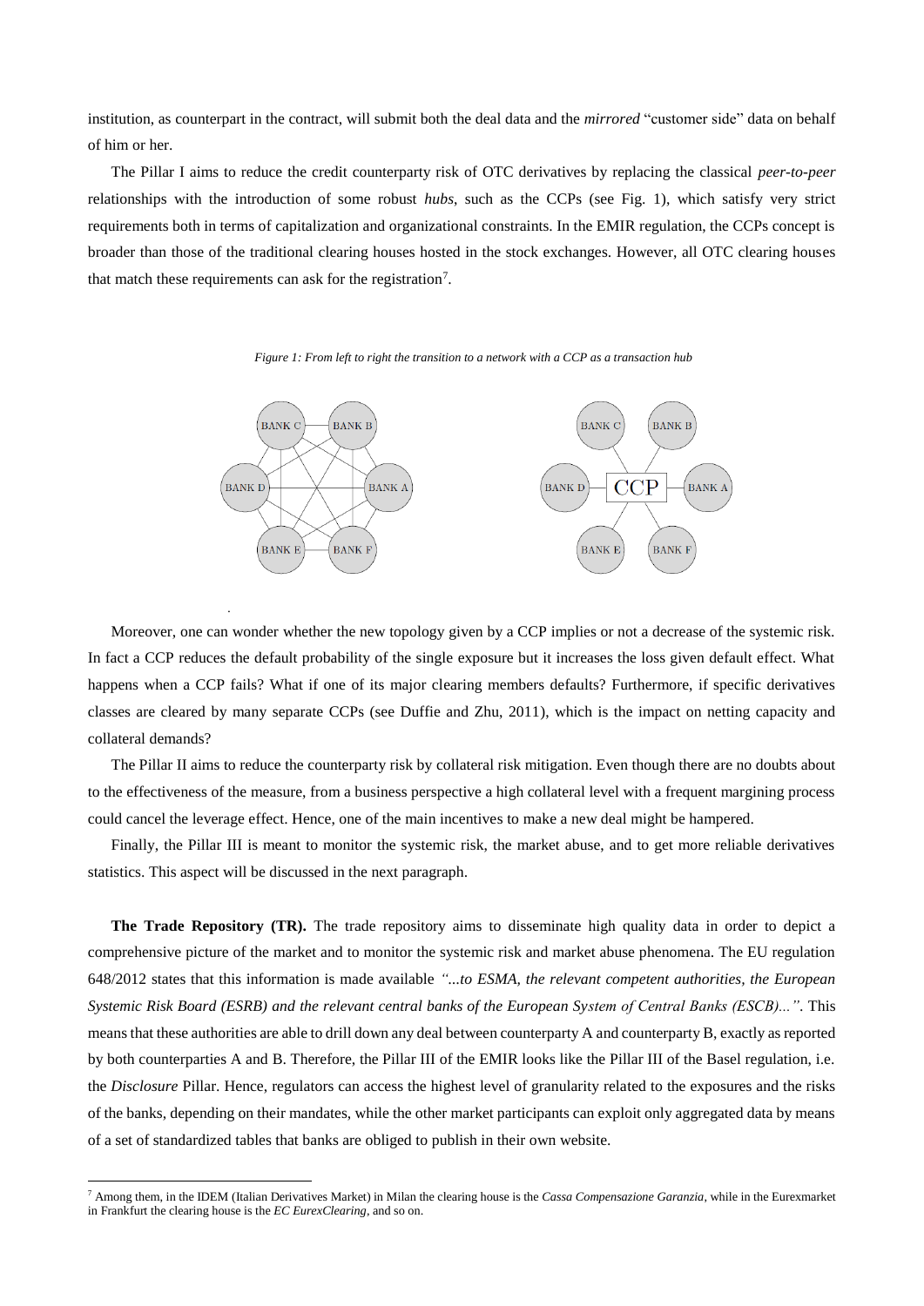institution, as counterpart in the contract, will submit both the deal data and the *mirrored* "customer side" data on behalf of him or her.

The Pillar I aims to reduce the credit counterparty risk of OTC derivatives by replacing the classical *peer-to-peer* relationships with the introduction of some robust *hubs*, such as the CCPs (see Fig. 1), which satisfy very strict requirements both in terms of capitalization and organizational constraints. In the EMIR regulation, the CCPs concept is broader than those of the traditional clearing houses hosted in the stock exchanges. However, all OTC clearing houses that match these requirements can ask for the registration[7].

*Figure 1: From left to right the transition to a network with a CCP as a transaction hub*

Moreover, one can wonder whether the new topology given by a CCP implies or not a decrease of the systemic risk. In fact a CCP reduces the default probability of the single exposure but it increases the loss given default effect. What happens when a CCP fails? What if one of its major clearing members defaults? Furthermore, if specific derivatives classes are cleared by many separate CCPs (see Duffie and Zhu, 2011), which is the impact on netting capacity and collateral demands?

The Pillar II aims to reduce the counterparty risk by collateral risk mitigation. Even though there are no doubts about to the effectiveness of the measure, from a business perspective a high collateral level with a frequent margining process could cancel the leverage effect. Hence, one of the main incentives to make a new deal might be hampered.

Finally, the Pillar III is meant to monitor the systemic risk, the market abuse, and to get more reliable derivatives statistics. This aspect will be discussed in the next paragraph.

**The Trade Repository (TR).** The trade repository aims to disseminate high quality data in order to depict a comprehensive picture of the market and to monitor the systemic risk and market abuse phenomena. The EU regulation 648/2012 states that this information is made available *"...to ESMA, the relevant competent authorities, the European Systemic Risk Board (ESRB) and the relevant central banks of the European System of Central Banks (ESCB)..."*. This means that these authorities are able to drill down any deal between counterparty A and counterparty B, exactly as reported by both counterparties A and B. Therefore, the Pillar III of the EMIR looks like the Pillar III of the Basel regulation, i.e. the *Disclosure* Pillar. Hence, regulators can access the highest level of granularity related to the exposures and the risks of the banks, depending on their mandates, while the other market participants can exploit only aggregated data by means of a set of standardized tables that banks are obliged to publish in their own website.

[7] Among them, in the IDEM (Italian Derivatives Market) in Milan the clearing house is the *Cassa Compensazione Garanzia*, while in the Eurexmarket in Frankfurt the clearing house is the *EC EurexClearing*, and so on.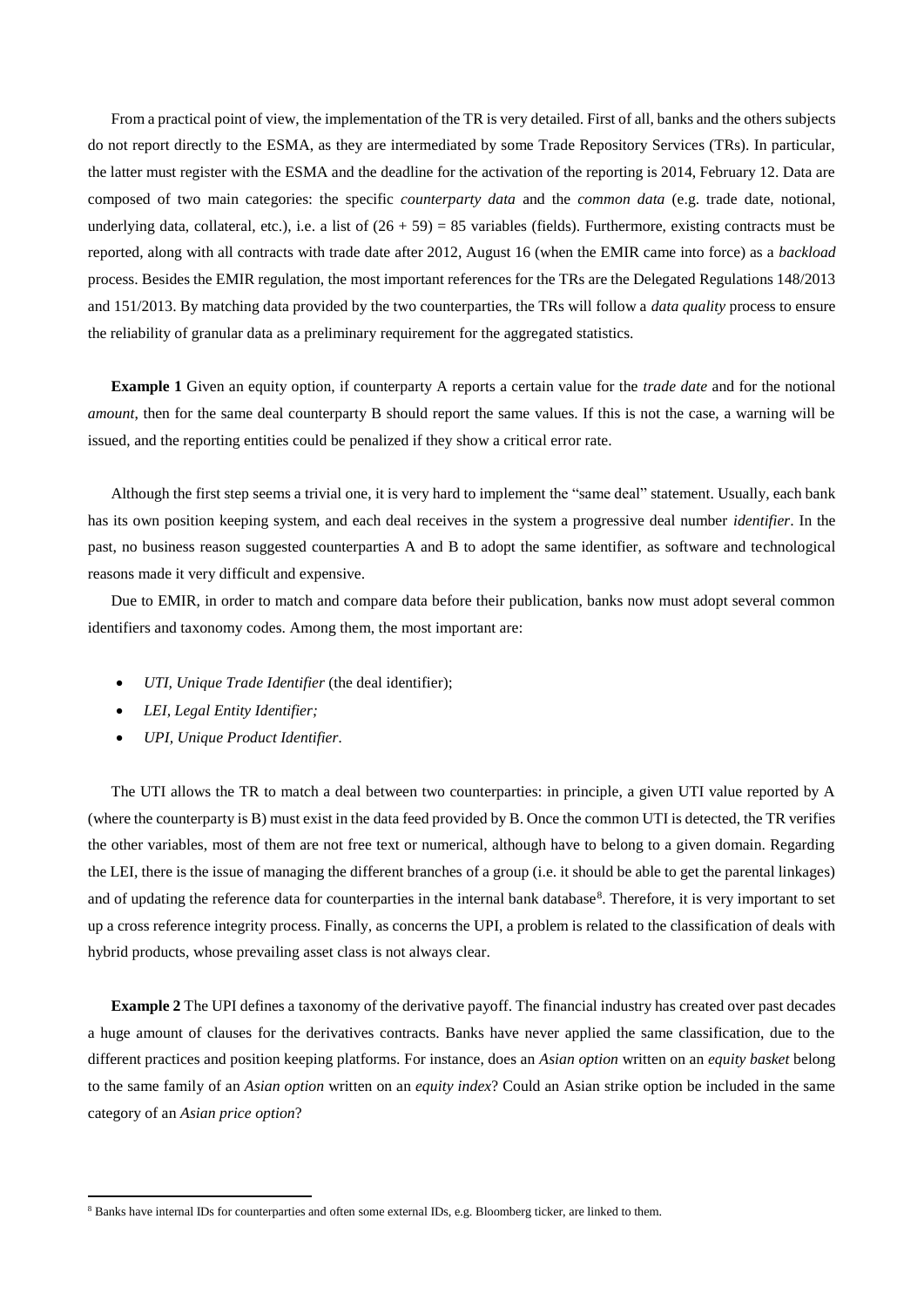From a practical point of view, the implementation of the TR is very detailed. First of all, banks and the others subjects do not report directly to the ESMA, as they are intermediated by some Trade Repository Services (TRs). In particular, the latter must register with the ESMA and the deadline for the activation of the reporting is 2014, February 12. Data are composed of two main categories: the specific *counterparty data* and the *common data* (e.g. trade date, notional, underlying data, collateral, etc.), i.e. a list of (26 + 59) = 85 variables (fields). Furthermore, existing contracts must be reported, along with all contracts with trade date after 2012, August 16 (when the EMIR came into force) as a *backload* process. Besides the EMIR regulation, the most important references for the TRs are the Delegated Regulations 148/2013 and 151/2013. By matching data provided by the two counterparties, the TRs will follow a *data quality* process to ensure the reliability of granular data as a preliminary requirement for the aggregated statistics.

**Example 1** Given an equity option, if counterparty A reports a certain value for the *trade date* and for the notional *amount*, then for the same deal counterparty B should report the same values. If this is not the case, a warning will be issued, and the reporting entities could be penalized if they show a critical error rate.

Although the first step seems a trivial one, it is very hard to implement the "same deal" statement. Usually, each bank has its own position keeping system, and each deal receives in the system a progressive deal number *identifier*. In the past, no business reason suggested counterparties A and B to adopt the same identifier, as software and technological reasons made it very difficult and expensive.

Due to EMIR, in order to match and compare data before their publication, banks now must adopt several common identifiers and taxonomy codes. Among them, the most important are:

- *UTI, Unique Trade Identifier* (the deal identifier);
- *LEI, Legal Entity Identifier;*
- *UPI, Unique Product Identifier*.

The UTI allows the TR to match a deal between two counterparties: in principle, a given UTI value reported by A (where the counterparty is B) must exist in the data feed provided by B. Once the common UTI is detected, the TR verifies the other variables, most of them are not free text or numerical, although have to belong to a given domain. Regarding the LEI, there is the issue of managing the different branches of a group (i.e. it should be able to get the parental linkages) and of updating the reference data for counterparties in the internal bank database[8]. Therefore, it is very important to set up a cross reference integrity process. Finally, as concerns the UPI, a problem is related to the classification of deals with hybrid products, whose prevailing asset class is not always clear.

**Example 2** The UPI defines a taxonomy of the derivative payoff. The financial industry has created over past decades a huge amount of clauses for the derivatives contracts. Banks have never applied the same classification, due to the different practices and position keeping platforms. For instance, does an *Asian option* written on an *equity basket* belong to the same family of an *Asian option* written on an *equity index*? Could an Asian strike option be included in the same category of an *Asian price option*?

[8] Banks have internal IDs for counterparties and often some external IDs, e.g. Bloomberg ticker, are linked to them.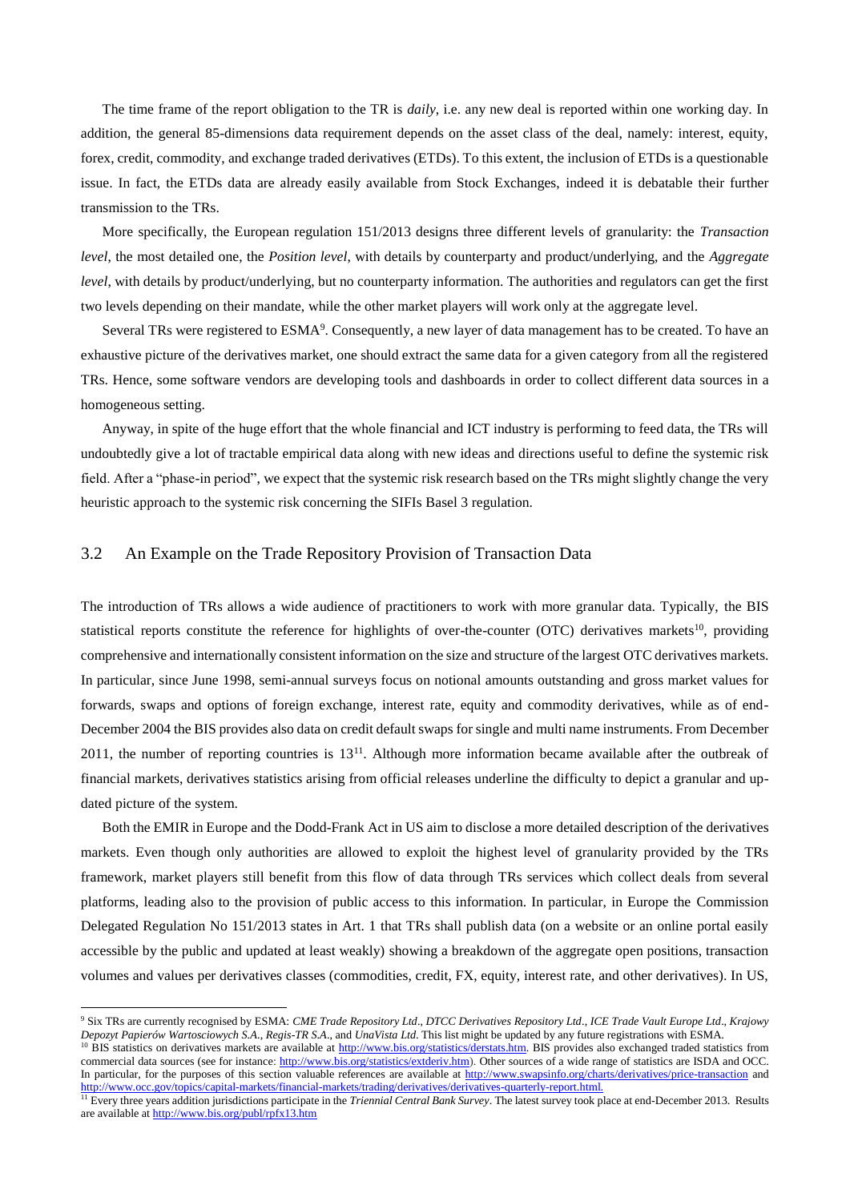The time frame of the report obligation to the TR is *daily*, i.e. any new deal is reported within one working day. In addition, the general 85-dimensions data requirement depends on the asset class of the deal, namely: interest, equity, forex, credit, commodity, and exchange traded derivatives (ETDs). To this extent, the inclusion of ETDs is a questionable issue. In fact, the ETDs data are already easily available from Stock Exchanges, indeed it is debatable their further transmission to the TRs.

More specifically, the European regulation 151/2013 designs three different levels of granularity: the *Transaction level*, the most detailed one, the *Position level*, with details by counterparty and product/underlying, and the *Aggregate level*, with details by product/underlying, but no counterparty information. The authorities and regulators can get the first two levels depending on their mandate, while the other market players will work only at the aggregate level.

Several TRs were registered to ESMA[9]. Consequently, a new layer of data management has to be created. To have an exhaustive picture of the derivatives market, one should extract the same data for a given category from all the registered TRs. Hence, some software vendors are developing tools and dashboards in order to collect different data sources in a homogeneous setting.

Anyway, in spite of the huge effort that the whole financial and ICT industry is performing to feed data, the TRs will undoubtedly give a lot of tractable empirical data along with new ideas and directions useful to define the systemic risk field. After a "phase-in period", we expect that the systemic risk research based on the TRs might slightly change the very heuristic approach to the systemic risk concerning the SIFIs Basel 3 regulation.

## 3.2 An Example on the Trade Repository Provision of Transaction Data

The introduction of TRs allows a wide audience of practitioners to work with more granular data. Typically, the BIS statistical reports constitute the reference for highlights of over-the-counter (OTC) derivatives markets[10], providing comprehensive and internationally consistent information on the size and structure of the largest OTC derivatives markets. In particular, since June 1998, semi-annual surveys focus on notional amounts outstanding and gross market values for forwards, swaps and options of foreign exchange, interest rate, equity and commodity derivatives, while as of end-December 2004 the BIS provides also data on credit default swaps for single and multi name instruments. From December 2011, the number of reporting countries is 13[11]. Although more information became available after the outbreak of financial markets, derivatives statistics arising from official releases underline the difficulty to depict a granular and up-dated picture of the system.

Both the EMIR in Europe and the Dodd-Frank Act in US aim to disclose a more detailed description of the derivatives markets. Even though only authorities are allowed to exploit the highest level of granularity provided by the TRs framework, market players still benefit from this flow of data through TRs services which collect deals from several platforms, leading also to the provision of public access to this information. In particular, in Europe the Commission Delegated Regulation No 151/2013 states in Art. 1 that TRs shall publish data (on a website or an online portal easily accessible by the public and updated at least weakly) showing a breakdown of the aggregate open positions, transaction volumes and values per derivatives classes (commodities, credit, FX, equity, interest rate, and other derivatives). In US,

---

[9] Six TRs are currently recognised by ESMA: *CME Trade Repository Ltd*., *DTCC Derivatives Repository Ltd*., *ICE Trade Vault Europe Ltd*., *Krajowy Depozyt Papierów Wartosciowych S.A*., *Regis-TR S.A*., and *UnaVista Ltd*. This list might be updated by any future registrations with ESMA.

[10] BIS statistics on derivatives markets are available at http://www.bis.org/statistics/derstats.htm. BIS provides also exchanged traded statistics from commercial data sources (see for instance: http://www.bis.org/statistics/extderiv.htm). Other sources of a wide range of statistics are ISDA and OCC. In particular, for the purposes of this section valuable references are available at http://www.swapsinfo.org/charts/derivatives/price-transaction and http://www.occ.gov/topics/capital-markets/financial-markets/trading/derivatives/derivatives-quarterly-report.html.

[11] Every three years addition jurisdictions participate in the *Triennial Central Bank Survey*. The latest survey took place at end-December 2013. Results are available at http://www.bis.org/publ/rpfx13.htm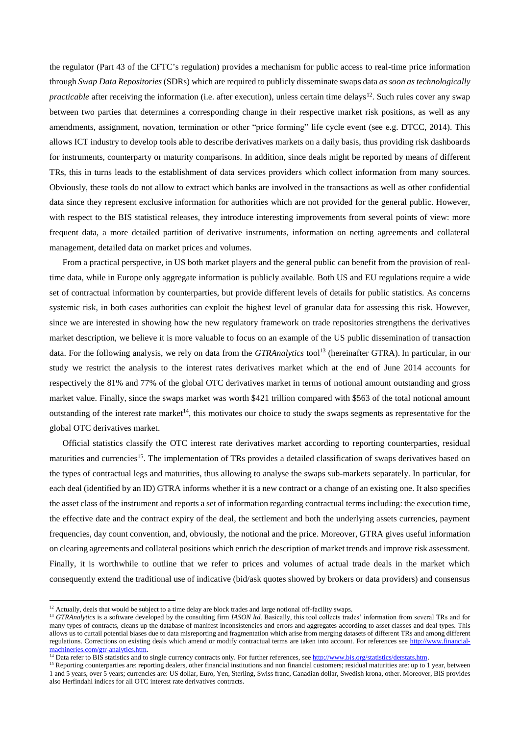the regulator (Part 43 of the CFTC's regulation) provides a mechanism for public access to real-time price information through *Swap Data Repositories* (SDRs) which are required to publicly disseminate swaps data *as soon as technologically practicable* after receiving the information (i.e. after execution), unless certain time delays[12]. Such rules cover any swap between two parties that determines a corresponding change in their respective market risk positions, as well as any amendments, assignment, novation, termination or other "price forming" life cycle event (see e.g. DTCC, 2014). This allows ICT industry to develop tools able to describe derivatives markets on a daily basis, thus providing risk dashboards for instruments, counterparty or maturity comparisons. In addition, since deals might be reported by means of different TRs, this in turns leads to the establishment of data services providers which collect information from many sources. Obviously, these tools do not allow to extract which banks are involved in the transactions as well as other confidential data since they represent exclusive information for authorities which are not provided for the general public. However, with respect to the BIS statistical releases, they introduce interesting improvements from several points of view: more frequent data, a more detailed partition of derivative instruments, information on netting agreements and collateral management, detailed data on market prices and volumes.

From a practical perspective, in US both market players and the general public can benefit from the provision of real-time data, while in Europe only aggregate information is publicly available. Both US and EU regulations require a wide set of contractual information by counterparties, but provide different levels of details for public statistics. As concerns systemic risk, in both cases authorities can exploit the highest level of granular data for assessing this risk. However, since we are interested in showing how the new regulatory framework on trade repositories strengthens the derivatives market description, we believe it is more valuable to focus on an example of the US public dissemination of transaction data. For the following analysis, we rely on data from the *GTRAnalytics* tool[13] (hereinafter GTRA). In particular, in our study we restrict the analysis to the interest rates derivatives market which at the end of June 2014 accounts for respectively the 81% and 77% of the global OTC derivatives market in terms of notional amount outstanding and gross market value. Finally, since the swaps market was worth \$421 trillion compared with \$563 of the total notional amount outstanding of the interest rate market[14], this motivates our choice to study the swaps segments as representative for the global OTC derivatives market.

Official statistics classify the OTC interest rate derivatives market according to reporting counterparties, residual maturities and currencies[15]. The implementation of TRs provides a detailed classification of swaps derivatives based on the types of contractual legs and maturities, thus allowing to analyse the swaps sub-markets separately. In particular, for each deal (identified by an ID) GTRA informs whether it is a new contract or a change of an existing one. It also specifies the asset class of the instrument and reports a set of information regarding contractual terms including: the execution time, the effective date and the contract expiry of the deal, the settlement and both the underlying assets currencies, payment frequencies, day count convention, and, obviously, the notional and the price. Moreover, GTRA gives useful information on clearing agreements and collateral positions which enrich the description of market trends and improve risk assessment. Finally, it is worthwhile to outline that we refer to prices and volumes of actual trade deals in the market which consequently extend the traditional use of indicative (bid/ask quotes showed by brokers or data providers) and consensus

---

[12] Actually, deals that would be subject to a time delay are block trades and large notional off-facility swaps.

[13] *GTRAnalytics* is a software developed by the consulting firm *IASON ltd*. Basically, this tool collects trades' information from several TRs and for many types of contracts, cleans up the database of manifest inconsistencies and errors and aggregates according to asset classes and deal types. This allows us to curtail potential biases due to data misreporting and fragmentation which arise from merging datasets of different TRs and among different regulations. Corrections on existing deals which amend or modify contractual terms are taken into account. For references see http://www.financial-machineries.com/gtr-analytics.htm.

[14] Data refer to BIS statistics and to single currency contracts only. For further references, see http://www.bis.org/statistics/derstats.htm.

[15] Reporting counterparties are: reporting dealers, other financial institutions and non financial customers; residual maturities are: up to 1 year, between 1 and 5 years, over 5 years; currencies are: US dollar, Euro, Yen, Sterling, Swiss franc, Canadian dollar, Swedish krona, other. Moreover, BIS provides also Herfindahl indices for all OTC interest rate derivatives contracts.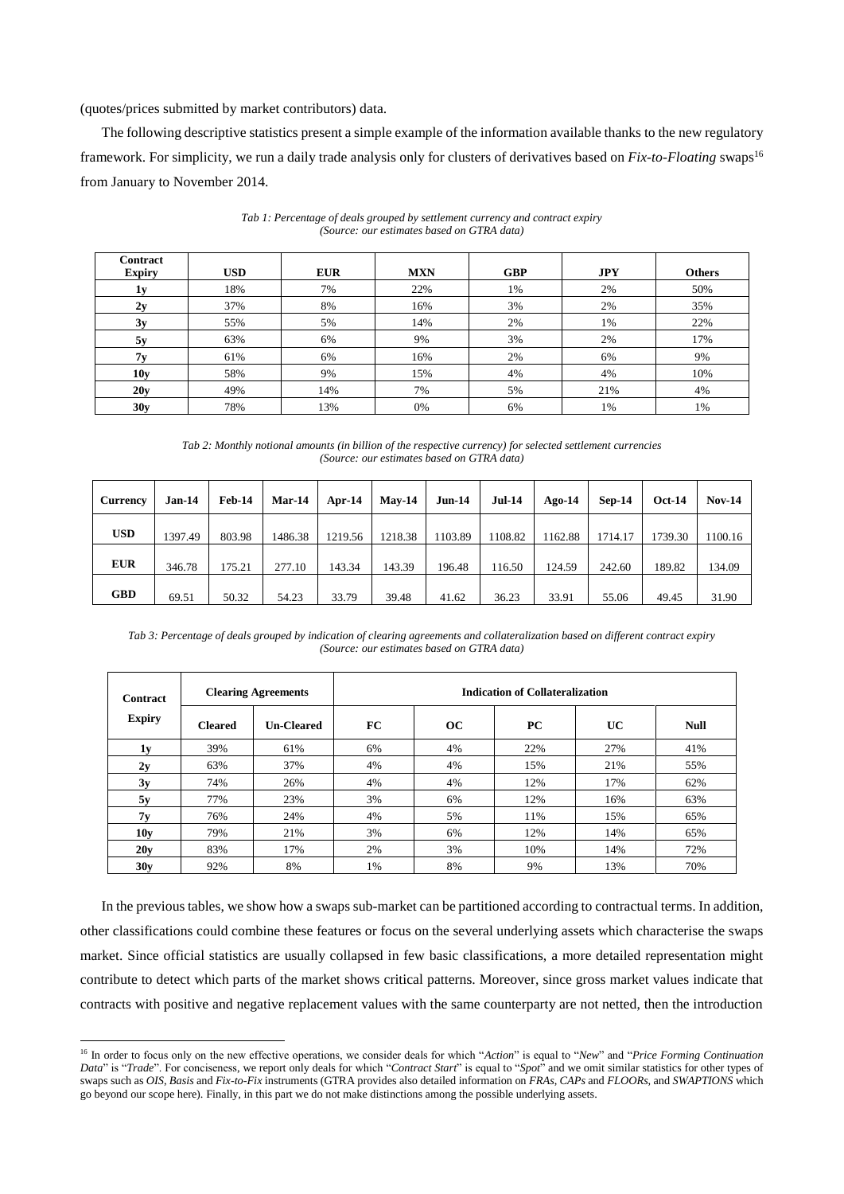(quotes/prices submitted by market contributors) data.

The following descriptive statistics present a simple example of the information available thanks to the new regulatory framework. For simplicity, we run a daily trade analysis only for clusters of derivatives based on *Fix-to-Floating* swaps[16] from January to November 2014.

*Tab 1: Percentage of deals grouped by settlement currency and contract expiry*
*(Source: our estimates based on GTRA data)*

| Contract Expiry | USD | EUR | MXN | GBP | JPY | Others |
|---|---|---|---|---|---|---|
| **1y** | 18% | 7% | 22% | 1% | 2% | 50% |
| **2y** | 37% | 8% | 16% | 3% | 2% | 35% |
| **3y** | 55% | 5% | 14% | 2% | 1% | 22% |
| **5y** | 63% | 6% | 9% | 3% | 2% | 17% |
| **7y** | 61% | 6% | 16% | 2% | 6% | 9% |
| **10y** | 58% | 9% | 15% | 4% | 4% | 10% |
| **20y** | 49% | 14% | 7% | 5% | 21% | 4% |
| **30y** | 78% | 13% | 0% | 6% | 1% | 1% |

*Tab 2: Monthly notional amounts (in billion of the respective currency) for selected settlement currencies*
*(Source: our estimates based on GTRA data)*

| Currency | Jan-14 | Feb-14 | Mar-14 | Apr-14 | May-14 | Jun-14 | Jul-14 | Ago-14 | Sep-14 | Oct-14 | Nov-14 |
|---|---|---|---|---|---|---|---|---|---|---|---|
| **USD** | 1397.49 | 803.98 | 1486.38 | 1219.56 | 1218.38 | 1103.89 | 1108.82 | 1162.88 | 1714.17 | 1739.30 | 1100.16 |
| **EUR** | 346.78 | 175.21 | 277.10 | 143.34 | 143.39 | 196.48 | 116.50 | 124.59 | 242.60 | 189.82 | 134.09 |
| **GBD** | 69.51 | 50.32 | 54.23 | 33.79 | 39.48 | 41.62 | 36.23 | 33.91 | 55.06 | 49.45 | 31.90 |

*Tab 3: Percentage of deals grouped by indication of clearing agreements and collateralization based on different contract expiry*
*(Source: our estimates based on GTRA data)*

| Contract Expiry | Clearing Agreements | | Indication of Collateralization | | | | |
|---|---|---|---|---|---|---|---|
| | **Cleared** | **Un-Cleared** | **FC** | **OC** | **PC** | **UC** | **Null** |
| **1y** | 39% | 61% | 6% | 4% | 22% | 27% | 41% |
| **2y** | 63% | 37% | 4% | 4% | 15% | 21% | 55% |
| **3y** | 74% | 26% | 4% | 4% | 12% | 17% | 62% |
| **5y** | 77% | 23% | 3% | 6% | 12% | 16% | 63% |
| **7y** | 76% | 24% | 4% | 5% | 11% | 15% | 65% |
| **10y** | 79% | 21% | 3% | 6% | 12% | 14% | 65% |
| **20y** | 83% | 17% | 2% | 3% | 10% | 14% | 72% |
| **30y** | 92% | 8% | 1% | 8% | 9% | 13% | 70% |

In the previous tables, we show how a swaps sub-market can be partitioned according to contractual terms. In addition, other classifications could combine these features or focus on the several underlying assets which characterise the swaps market. Since official statistics are usually collapsed in few basic classifications, a more detailed representation might contribute to detect which parts of the market shows critical patterns. Moreover, since gross market values indicate that contracts with positive and negative replacement values with the same counterparty are not netted, then the introduction

[16] In order to focus only on the new effective operations, we consider deals for which "*Action*" is equal to "*New*" and "*Price Forming Continuation Data*" is "*Trade*". For conciseness, we report only deals for which "*Contract Start*" is equal to "*Spot*" and we omit similar statistics for other types of swaps such as *OIS*, *Basis* and *Fix-to-Fix* instruments (GTRA provides also detailed information on *FRAs*, *CAPs* and *FLOORs*, and *SWAPTIONS* which go beyond our scope here). Finally, in this part we do not make distinctions among the possible underlying assets.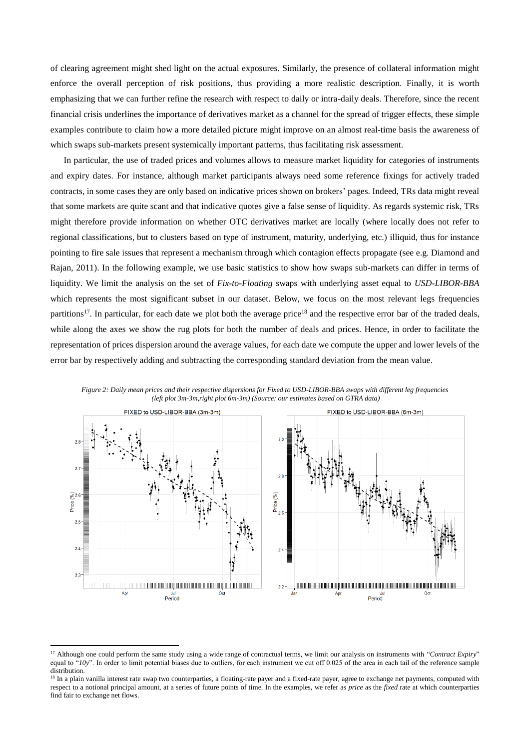of clearing agreement might shed light on the actual exposures. Similarly, the presence of collateral information might enforce the overall perception of risk positions, thus providing a more realistic description. Finally, it is worth emphasizing that we can further refine the research with respect to daily or intra-daily deals. Therefore, since the recent financial crisis underlines the importance of derivatives market as a channel for the spread of trigger effects, these simple examples contribute to claim how a more detailed picture might improve on an almost real-time basis the awareness of which swaps sub-markets present systemically important patterns, thus facilitating risk assessment.

In particular, the use of traded prices and volumes allows to measure market liquidity for categories of instruments and expiry dates. For instance, although market participants always need some reference fixings for actively traded contracts, in some cases they are only based on indicative prices shown on brokers' pages. Indeed, TRs data might reveal that some markets are quite scant and that indicative quotes give a false sense of liquidity. As regards systemic risk, TRs might therefore provide information on whether OTC derivatives market are locally (where locally does not refer to regional classifications, but to clusters based on type of instrument, maturity, underlying, etc.) illiquid, thus for instance pointing to fire sale issues that represent a mechanism through which contagion effects propagate (see e.g. Diamond and Rajan, 2011). In the following example, we use basic statistics to show how swaps sub-markets can differ in terms of liquidity. We limit the analysis on the set of *Fix-to-Floating* swaps with underlying asset equal to *USD-LIBOR-BBA* which represents the most significant subset in our dataset. Below, we focus on the most relevant legs frequencies partitions[17]. In particular, for each date we plot both the average price[18] and the respective error bar of the traded deals, while along the axes we show the rug plots for both the number of deals and prices. Hence, in order to facilitate the representation of prices dispersion around the average values, for each date we compute the upper and lower levels of the error bar by respectively adding and subtracting the corresponding standard deviation from the mean value.

*Figure 2: Daily mean prices and their respective dispersions for Fixed to USD-LIBOR-BBA swaps with different leg frequencies (left plot 3m-3m,right plot 6m-3m) (Source: our estimates based on GTRA data)*

[17] Although one could perform the same study using a wide range of contractual terms, we limit our analysis on instruments with "*Contract Expiry*" equal to "*10y*". In order to limit potential biases due to outliers, for each instrument we cut off 0.025 of the area in each tail of the reference sample distribution.

[18] In a plain vanilla interest rate swap two counterparties, a floating-rate payer and a fixed-rate payer, agree to exchange net payments, computed with respect to a notional principal amount, at a series of future points of time. In the examples, we refer as *price* as the *fixed* rate at which counterparties find fair to exchange net flows.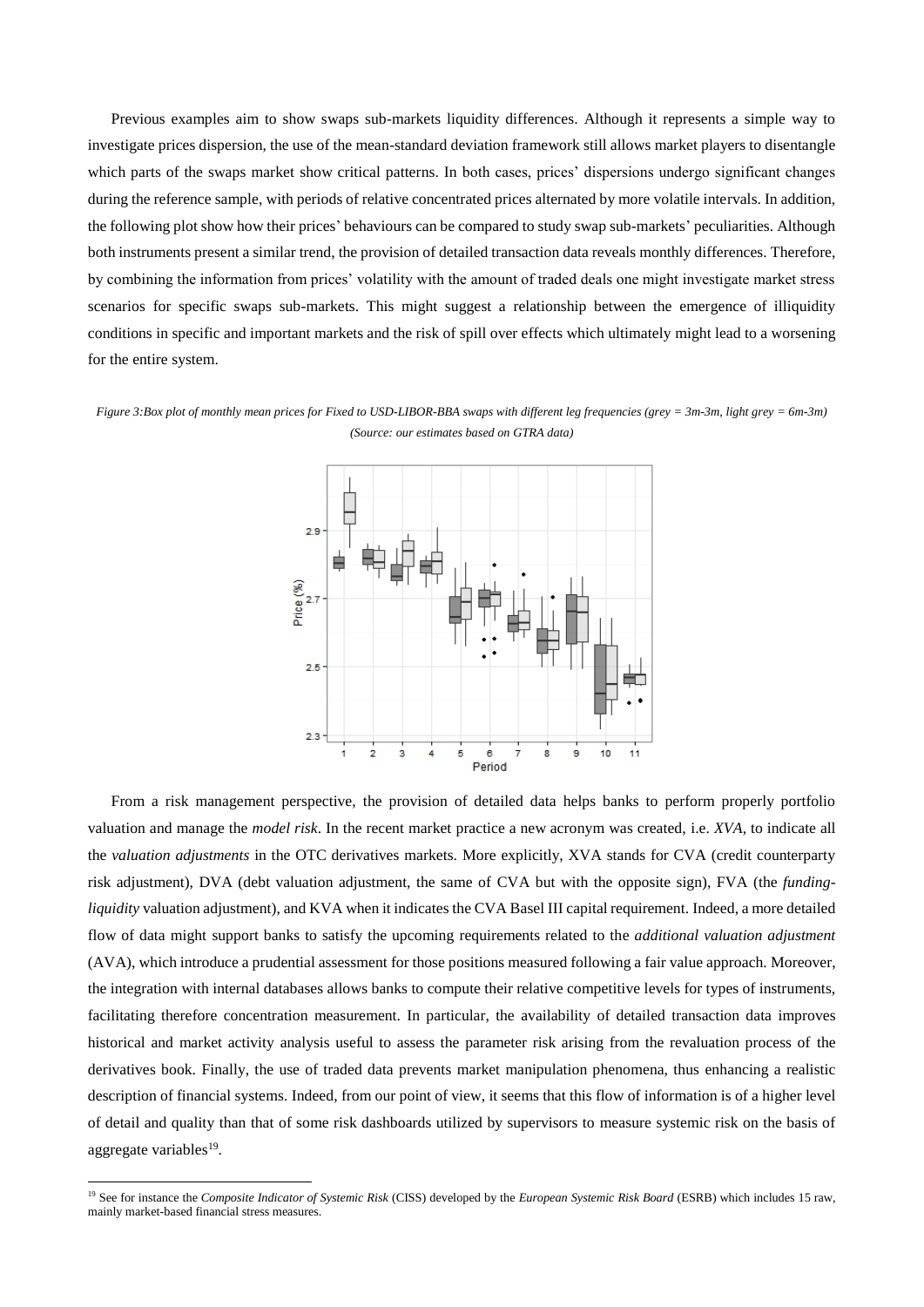Previous examples aim to show swaps sub-markets liquidity differences. Although it represents a simple way to investigate prices dispersion, the use of the mean-standard deviation framework still allows market players to disentangle which parts of the swaps market show critical patterns. In both cases, prices' dispersions undergo significant changes during the reference sample, with periods of relative concentrated prices alternated by more volatile intervals. In addition, the following plot show how their prices' behaviours can be compared to study swap sub-markets' peculiarities. Although both instruments present a similar trend, the provision of detailed transaction data reveals monthly differences. Therefore, by combining the information from prices' volatility with the amount of traded deals one might investigate market stress scenarios for specific swaps sub-markets. This might suggest a relationship between the emergence of illiquidity conditions in specific and important markets and the risk of spill over effects which ultimately might lead to a worsening for the entire system.

*Figure 3:Box plot of monthly mean prices for Fixed to USD-LIBOR-BBA swaps with different leg frequencies (grey = 3m-3m, light grey = 6m-3m) (Source: our estimates based on GTRA data)*

From a risk management perspective, the provision of detailed data helps banks to perform properly portfolio valuation and manage the *model risk*. In the recent market practice a new acronym was created, i.e. *XVA*, to indicate all the *valuation adjustments* in the OTC derivatives markets. More explicitly, XVA stands for CVA (credit counterparty risk adjustment), DVA (debt valuation adjustment, the same of CVA but with the opposite sign), FVA (the *funding-liquidity* valuation adjustment), and KVA when it indicates the CVA Basel III capital requirement. Indeed, a more detailed flow of data might support banks to satisfy the upcoming requirements related to the *additional valuation adjustment* (AVA), which introduce a prudential assessment for those positions measured following a fair value approach. Moreover, the integration with internal databases allows banks to compute their relative competitive levels for types of instruments, facilitating therefore concentration measurement. In particular, the availability of detailed transaction data improves historical and market activity analysis useful to assess the parameter risk arising from the revaluation process of the derivatives book. Finally, the use of traded data prevents market manipulation phenomena, thus enhancing a realistic description of financial systems. Indeed, from our point of view, it seems that this flow of information is of a higher level of detail and quality than that of some risk dashboards utilized by supervisors to measure systemic risk on the basis of aggregate variables[19].

[19] See for instance the *Composite Indicator of Systemic Risk* (CISS) developed by the *European Systemic Risk Board* (ESRB) which includes 15 raw, mainly market-based financial stress measures.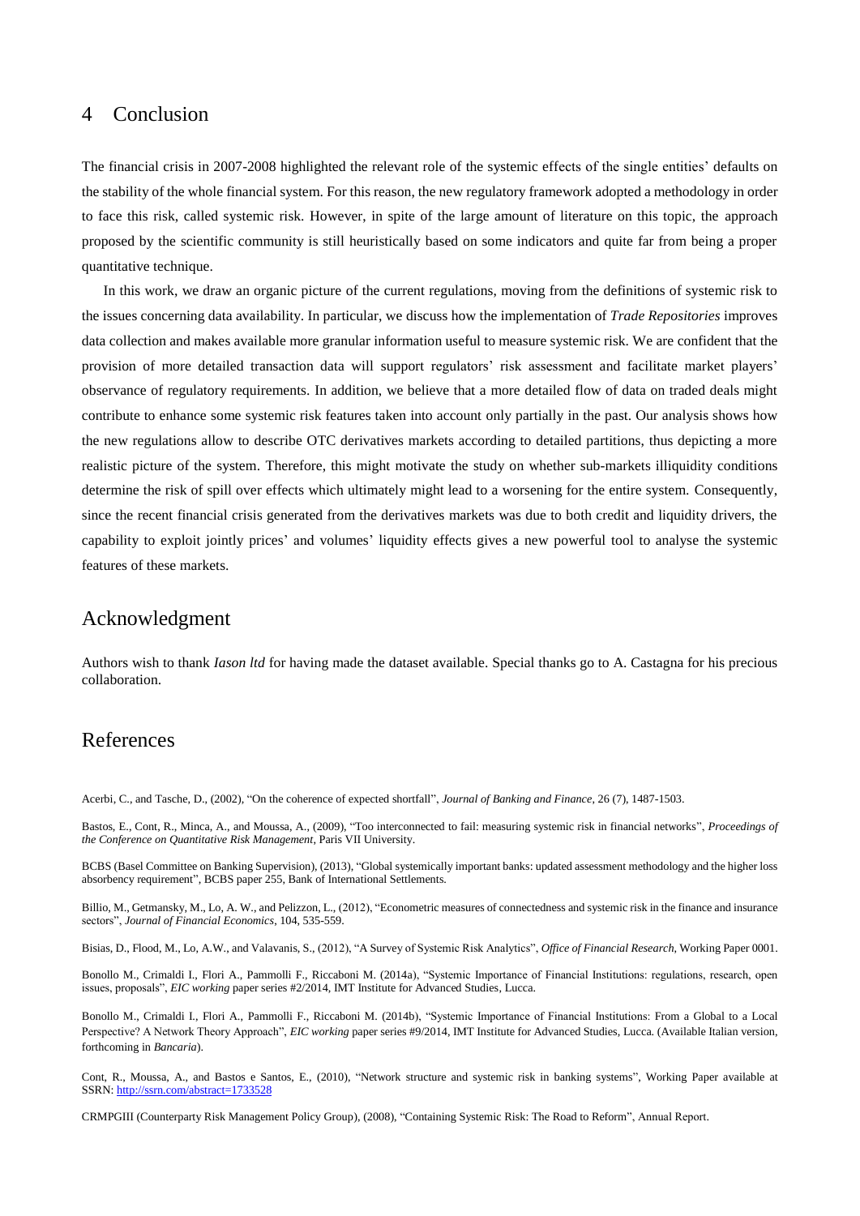# 4 Conclusion

The financial crisis in 2007-2008 highlighted the relevant role of the systemic effects of the single entities' defaults on the stability of the whole financial system. For this reason, the new regulatory framework adopted a methodology in order to face this risk, called systemic risk. However, in spite of the large amount of literature on this topic, the approach proposed by the scientific community is still heuristically based on some indicators and quite far from being a proper quantitative technique.

In this work, we draw an organic picture of the current regulations, moving from the definitions of systemic risk to the issues concerning data availability. In particular, we discuss how the implementation of *Trade Repositories* improves data collection and makes available more granular information useful to measure systemic risk. We are confident that the provision of more detailed transaction data will support regulators' risk assessment and facilitate market players' observance of regulatory requirements. In addition, we believe that a more detailed flow of data on traded deals might contribute to enhance some systemic risk features taken into account only partially in the past. Our analysis shows how the new regulations allow to describe OTC derivatives markets according to detailed partitions, thus depicting a more realistic picture of the system. Therefore, this might motivate the study on whether sub-markets illiquidity conditions determine the risk of spill over effects which ultimately might lead to a worsening for the entire system. Consequently, since the recent financial crisis generated from the derivatives markets was due to both credit and liquidity drivers, the capability to exploit jointly prices' and volumes' liquidity effects gives a new powerful tool to analyse the systemic features of these markets.

# Acknowledgment

Authors wish to thank *Iason ltd* for having made the dataset available. Special thanks go to A. Castagna for his precious collaboration.

# References

Acerbi, C., and Tasche, D., (2002), "On the coherence of expected shortfall", *Journal of Banking and Finance*, 26 (7), 1487-1503.

Bastos, E., Cont, R., Minca, A., and Moussa, A., (2009), "Too interconnected to fail: measuring systemic risk in financial networks", *Proceedings of the Conference on Quantitative Risk Management*, Paris VII University.

BCBS (Basel Committee on Banking Supervision), (2013), "Global systemically important banks: updated assessment methodology and the higher loss absorbency requirement", BCBS paper 255, Bank of International Settlements.

Billio, M., Getmansky, M., Lo, A. W., and Pelizzon, L., (2012), "Econometric measures of connectedness and systemic risk in the finance and insurance sectors", *Journal of Financial Economics*, 104, 535-559.

Bisias, D., Flood, M., Lo, A.W., and Valavanis, S., (2012), "A Survey of Systemic Risk Analytics", *Office of Financial Research*, Working Paper 0001.

Bonollo M., Crimaldi I., Flori A., Pammolli F., Riccaboni M. (2014a), "Systemic Importance of Financial Institutions: regulations, research, open issues, proposals", *EIC working* paper series #2/2014, IMT Institute for Advanced Studies, Lucca.

Bonollo M., Crimaldi I., Flori A., Pammolli F., Riccaboni M. (2014b), "Systemic Importance of Financial Institutions: From a Global to a Local Perspective? A Network Theory Approach", *EIC working* paper series #9/2014, IMT Institute for Advanced Studies, Lucca. (Available Italian version, forthcoming in *Bancaria*).

Cont, R., Moussa, A., and Bastos e Santos, E., (2010), "Network structure and systemic risk in banking systems", Working Paper available at SSRN: http://ssrn.com/abstract=1733528

CRMPGIII (Counterparty Risk Management Policy Group), (2008), "Containing Systemic Risk: The Road to Reform", Annual Report.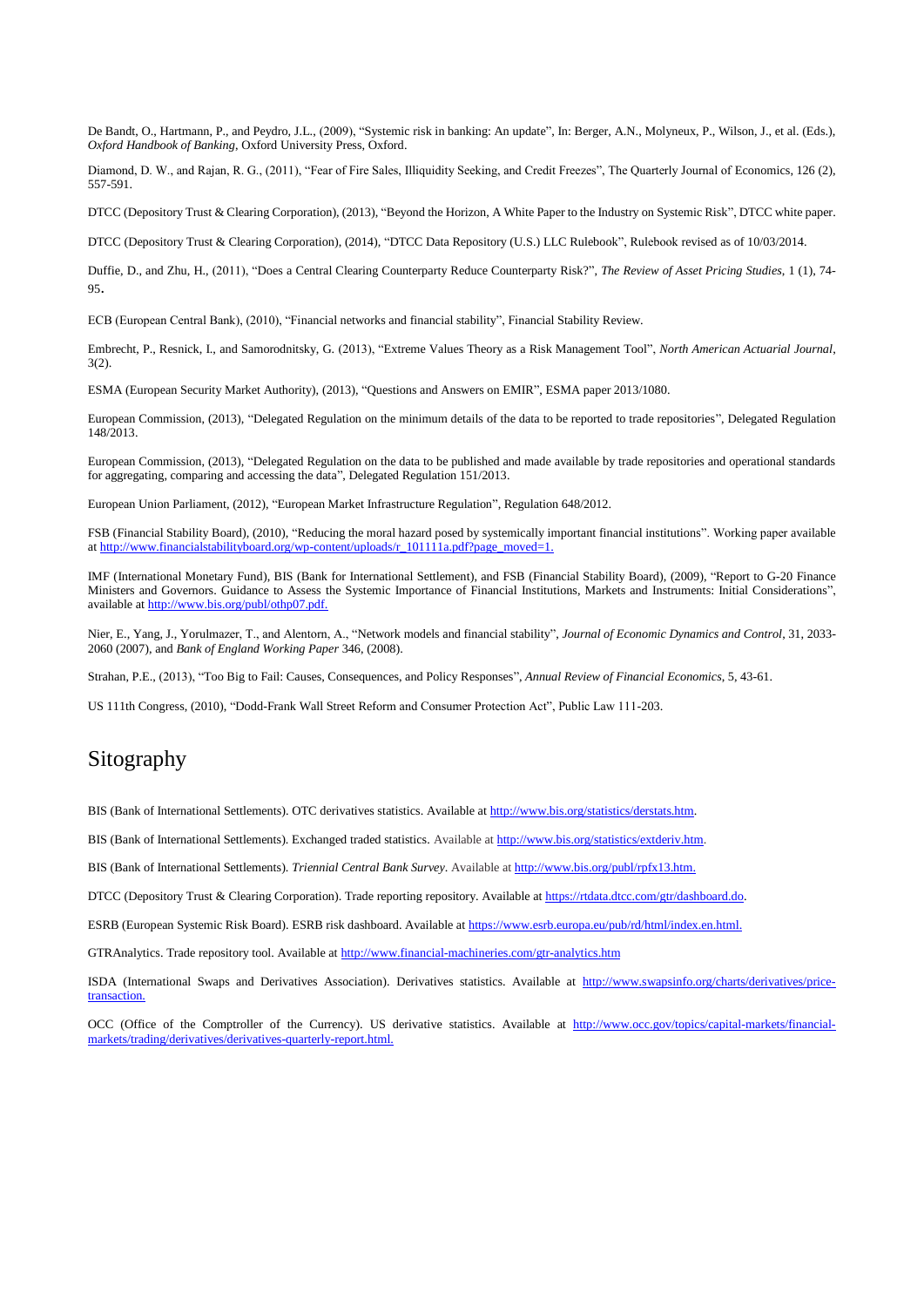De Bandt, O., Hartmann, P., and Peydro, J.L., (2009), “Systemic risk in banking: An update”, In: Berger, A.N., Molyneux, P., Wilson, J., et al. (Eds.), *Oxford Handbook of Banking*, Oxford University Press, Oxford.

Diamond, D. W., and Rajan, R. G., (2011), “Fear of Fire Sales, Illiquidity Seeking, and Credit Freezes”, The Quarterly Journal of Economics, 126 (2), 557-591.

DTCC (Depository Trust & Clearing Corporation), (2013), “Beyond the Horizon, A White Paper to the Industry on Systemic Risk”, DTCC white paper.

DTCC (Depository Trust & Clearing Corporation), (2014), “DTCC Data Repository (U.S.) LLC Rulebook”, Rulebook revised as of 10/03/2014.

Duffie, D., and Zhu, H., (2011), “Does a Central Clearing Counterparty Reduce Counterparty Risk?”, *The Review of Asset Pricing Studies*, 1 (1), 74-95.

ECB (European Central Bank), (2010), “Financial networks and financial stability”, Financial Stability Review.

Embrecht, P., Resnick, I., and Samorodnitsky, G. (2013), “Extreme Values Theory as a Risk Management Tool”, *North American Actuarial Journal*, 3(2).

ESMA (European Security Market Authority), (2013), “Questions and Answers on EMIR”, ESMA paper 2013/1080.

European Commission, (2013), “Delegated Regulation on the minimum details of the data to be reported to trade repositories”, Delegated Regulation 148/2013.

European Commission, (2013), “Delegated Regulation on the data to be published and made available by trade repositories and operational standards for aggregating, comparing and accessing the data”, Delegated Regulation 151/2013.

European Union Parliament, (2012), “European Market Infrastructure Regulation”, Regulation 648/2012.

FSB (Financial Stability Board), (2010), “Reducing the moral hazard posed by systemically important financial institutions”. Working paper available at http://www.financialstabilityboard.org/wp-content/uploads/r_101111a.pdf?page_moved=1.

IMF (International Monetary Fund), BIS (Bank for International Settlement), and FSB (Financial Stability Board), (2009), “Report to G-20 Finance Ministers and Governors. Guidance to Assess the Systemic Importance of Financial Institutions, Markets and Instruments: Initial Considerations”, available at http://www.bis.org/publ/othp07.pdf.

Nier, E., Yang, J., Yorulmazer, T., and Alentorn, A., “Network models and financial stability”, *Journal of Economic Dynamics and Control*, 31, 2033-2060 (2007), and *Bank of England Working Paper* 346, (2008).

Strahan, P.E., (2013), “Too Big to Fail: Causes, Consequences, and Policy Responses”, *Annual Review of Financial Economics*, 5, 43-61.

US 111th Congress, (2010), “Dodd-Frank Wall Street Reform and Consumer Protection Act”, Public Law 111-203.

# Sitography

BIS (Bank of International Settlements). OTC derivatives statistics. Available at http://www.bis.org/statistics/derstats.htm.

BIS (Bank of International Settlements). Exchanged traded statistics. Available at http://www.bis.org/statistics/extderiv.htm.

BIS (Bank of International Settlements). *Triennial Central Bank Survey*. Available at http://www.bis.org/publ/rpfx13.htm.

DTCC (Depository Trust & Clearing Corporation). Trade reporting repository. Available at https://rtdata.dtcc.com/gtr/dashboard.do.

ESRB (European Systemic Risk Board). ESRB risk dashboard. Available at https://www.esrb.europa.eu/pub/rd/html/index.en.html.

GTRAnalytics. Trade repository tool. Available at http://www.financial-machineries.com/gtr-analytics.htm

ISDA (International Swaps and Derivatives Association). Derivatives statistics. Available at http://www.swapsinfo.org/charts/derivatives/price-transaction.

OCC (Office of the Comptroller of the Currency). US derivative statistics. Available at http://www.occ.gov/topics/capital-markets/financial-markets/trading/derivatives/derivatives-quarterly-report.html.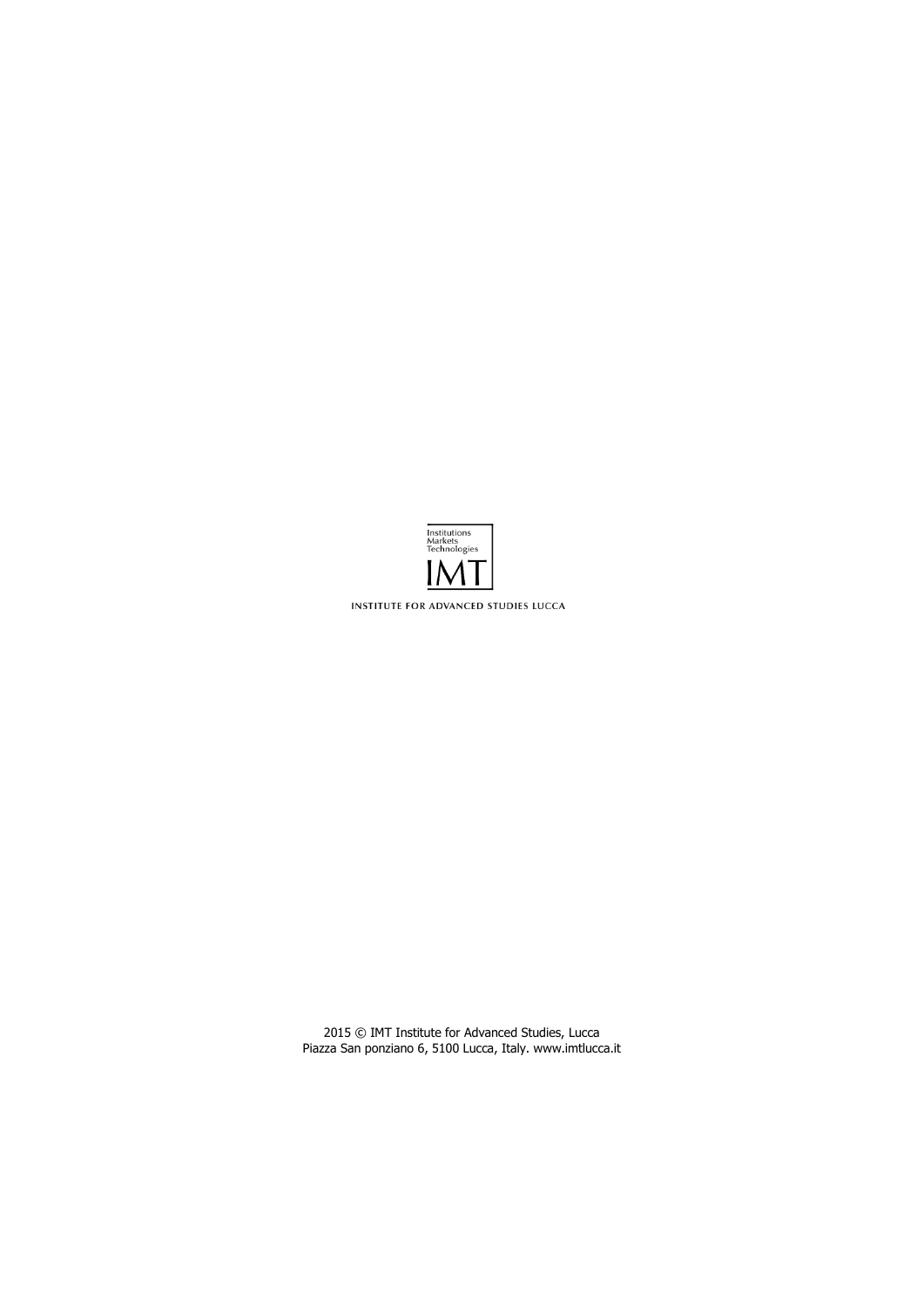Institutions
Markets
Technologies

IMT

INSTITUTE FOR ADVANCED STUDIES LUCCA

2015 © IMT Institute for Advanced Studies, Lucca
Piazza San ponziano 6, 5100 Lucca, Italy. www.imtlucca.it